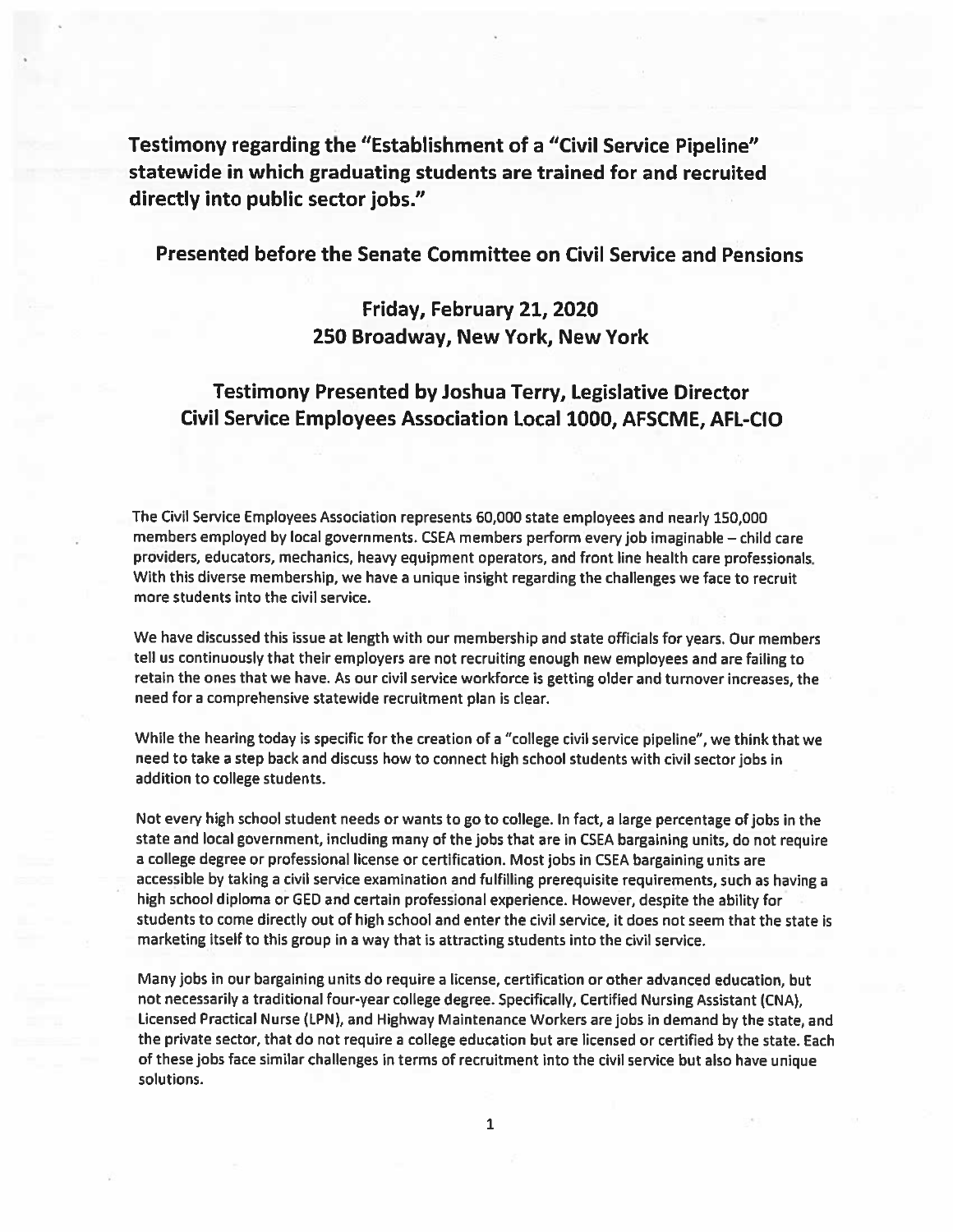# Testimony regarding the "Establishment of a "Civil Service Pipeline" statewide in which graduating students are trained for and recruited directly into public sector jobs."

## Presented before the Senate Committee on Civil Service and Pensions

### Friday, February 21, 2020
### 250 Broadway, New York, New York

## Testimony Presented by Joshua Terry, Legislative Director
## Civil Service Employees Association Local 1000, AFSCME, AFL-CIO

The Civil Service Employees Association represents 60,000 state employees and nearly 150,000 members employed by local governments. CSEA members perform every job imaginable – child care providers, educators, mechanics, heavy equipment operators, and front line health care professionals. With this diverse membership, we have a unique insight regarding the challenges we face to recruit more students into the civil service.

We have discussed this issue at length with our membership and state officials for years. Our members tell us continuously that their employers are not recruiting enough new employees and are failing to retain the ones that we have. As our civil service workforce is getting older and turnover increases, the need for a comprehensive statewide recruitment plan is clear.

While the hearing today is specific for the creation of a "college civil service pipeline", we think that we need to take a step back and discuss how to connect high school students with civil sector jobs in addition to college students.

Not every high school student needs or wants to go to college. In fact, a large percentage of jobs in the state and local government, including many of the jobs that are in CSEA bargaining units, do not require a college degree or professional license or certification. Most jobs in CSEA bargaining units are accessible by taking a civil service examination and fulfilling prerequisite requirements, such as having a high school diploma or GED and certain professional experience. However, despite the ability for students to come directly out of high school and enter the civil service, it does not seem that the state is marketing itself to this group in a way that is attracting students into the civil service.

Many jobs in our bargaining units do require a license, certification or other advanced education, but not necessarily a traditional four-year college degree. Specifically, Certified Nursing Assistant (CNA), Licensed Practical Nurse (LPN), and Highway Maintenance Workers are jobs in demand by the state, and the private sector, that do not require a college education but are licensed or certified by the state. Each of these jobs face similar challenges in terms of recruitment into the civil service but also have unique solutions.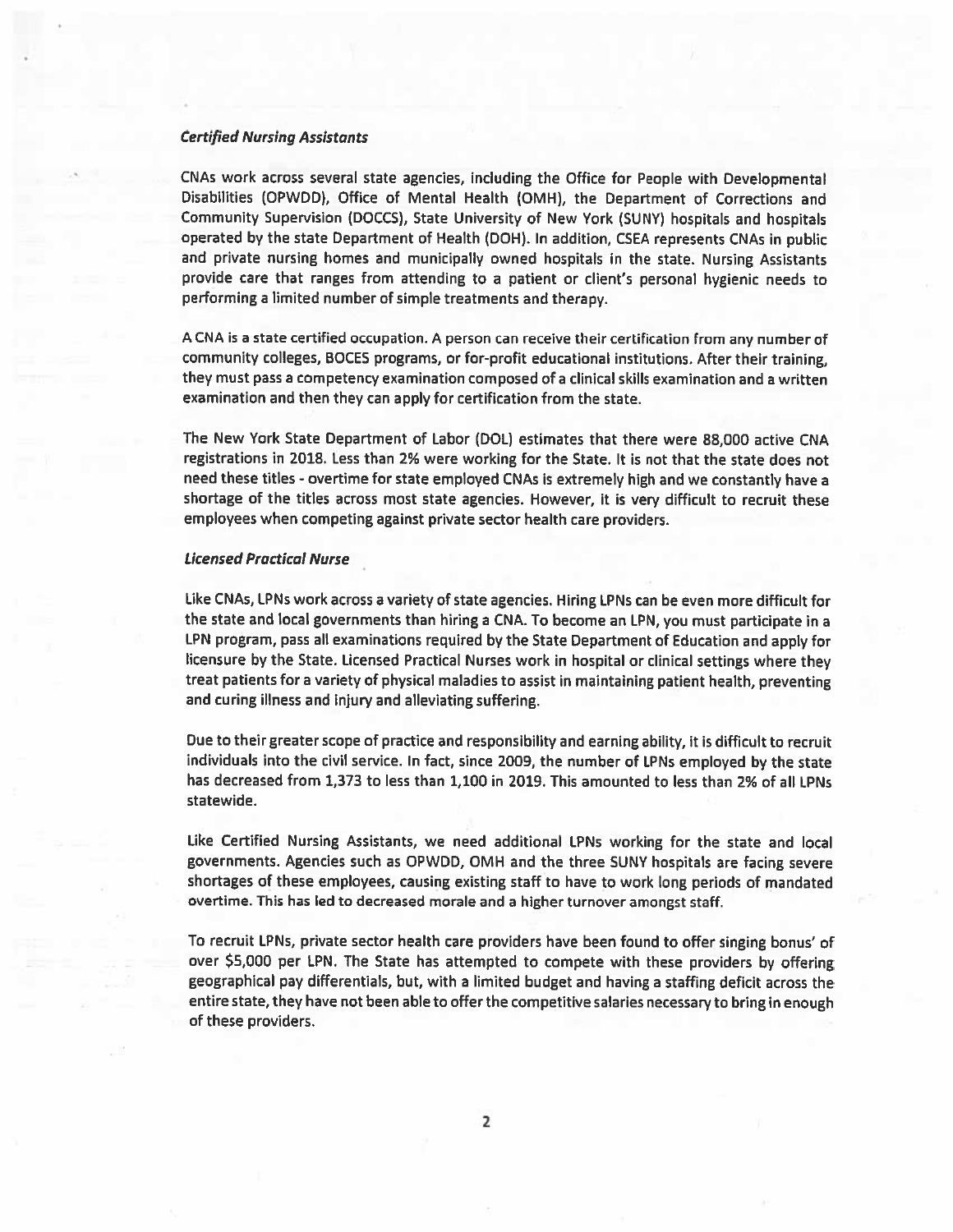### *Certified Nursing Assistants*

CNAs work across several state agencies, including the Office for People with Developmental Disabilities (OPWDD), Office of Mental Health (OMH), the Department of Corrections and Community Supervision (DOCCS), State University of New York (SUNY) hospitals and hospitals operated by the state Department of Health (DOH). In addition, CSEA represents CNAs in public and private nursing homes and municipally owned hospitals in the state. Nursing Assistants provide care that ranges from attending to a patient or client's personal hygienic needs to performing a limited number of simple treatments and therapy.

A CNA is a state certified occupation. A person can receive their certification from any number of community colleges, BOCES programs, or for-profit educational institutions. After their training, they must pass a competency examination composed of a clinical skills examination and a written examination and then they can apply for certification from the state.

The New York State Department of Labor (DOL) estimates that there were 88,000 active CNA registrations in 2018. Less than 2% were working for the State. It is not that the state does not need these titles - overtime for state employed CNAs is extremely high and we constantly have a shortage of the titles across most state agencies. However, it is very difficult to recruit these employees when competing against private sector health care providers.

### *Licensed Practical Nurse*

Like CNAs, LPNs work across a variety of state agencies. Hiring LPNs can be even more difficult for the state and local governments than hiring a CNA. To become an LPN, you must participate in a LPN program, pass all examinations required by the State Department of Education and apply for licensure by the State. Licensed Practical Nurses work in hospital or clinical settings where they treat patients for a variety of physical maladies to assist in maintaining patient health, preventing and curing illness and injury and alleviating suffering.

Due to their greater scope of practice and responsibility and earning ability, it is difficult to recruit individuals into the civil service. In fact, since 2009, the number of LPNs employed by the state has decreased from 1,373 to less than 1,100 in 2019. This amounted to less than 2% of all LPNs statewide.

Like Certified Nursing Assistants, we need additional LPNs working for the state and local governments. Agencies such as OPWDD, OMH and the three SUNY hospitals are facing severe shortages of these employees, causing existing staff to have to work long periods of mandated overtime. This has led to decreased morale and a higher turnover amongst staff.

To recruit LPNs, private sector health care providers have been found to offer singing bonus' of over $5,000 per LPN. The State has attempted to compete with these providers by offering geographical pay differentials, but, with a limited budget and having a staffing deficit across the entire state, they have not been able to offer the competitive salaries necessary to bring in enough of these providers.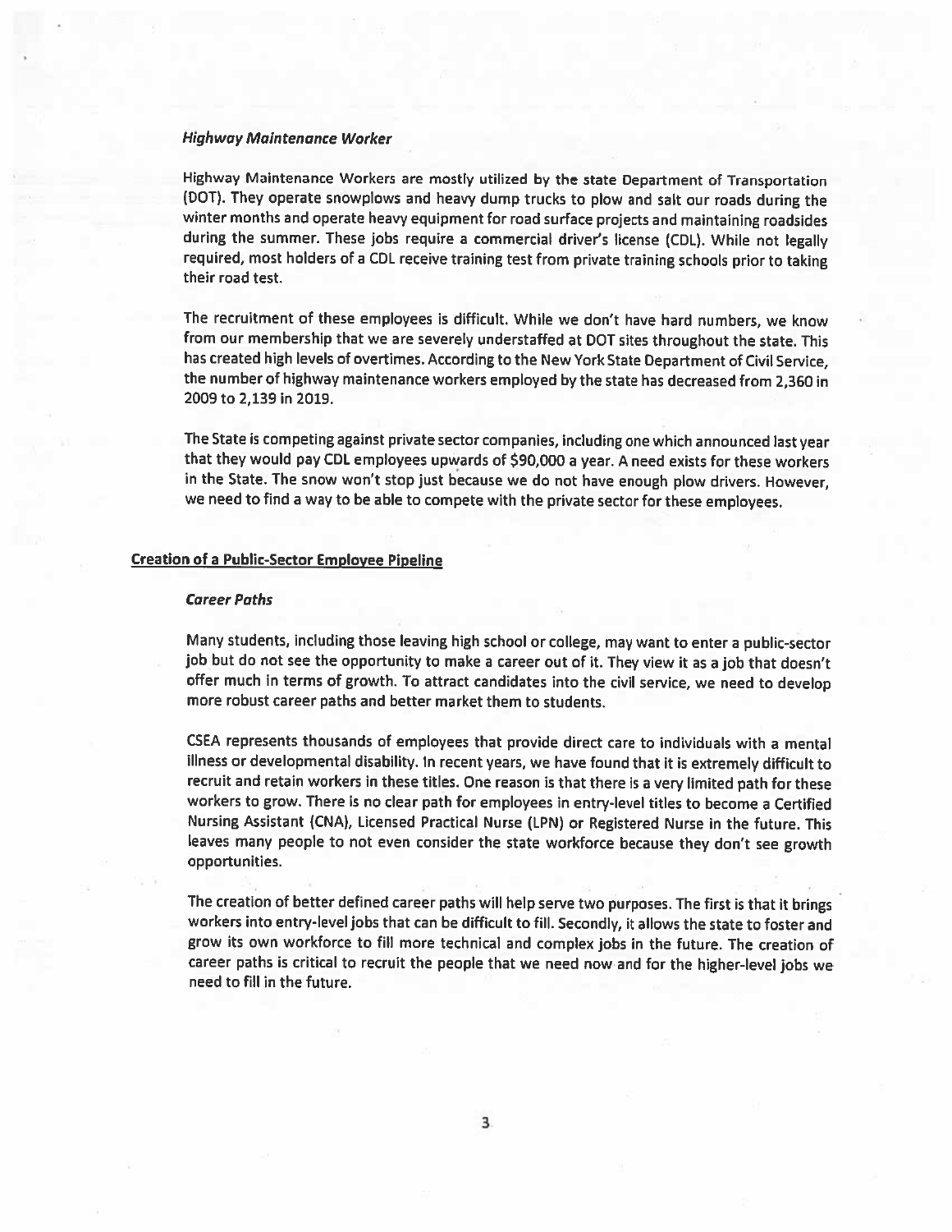### *Highway Maintenance Worker*

Highway Maintenance Workers are mostly utilized by the state Department of Transportation (DOT). They operate snowplows and heavy dump trucks to plow and salt our roads during the winter months and operate heavy equipment for road surface projects and maintaining roadsides during the summer. These jobs require a commercial driver's license (CDL). While not legally required, most holders of a CDL receive training test from private training schools prior to taking their road test.

The recruitment of these employees is difficult. While we don't have hard numbers, we know from our membership that we are severely understaffed at DOT sites throughout the state. This has created high levels of overtimes. According to the New York State Department of Civil Service, the number of highway maintenance workers employed by the state has decreased from 2,360 in 2009 to 2,139 in 2019.

The State is competing against private sector companies, including one which announced last year that they would pay CDL employees upwards of $90,000 a year. A need exists for these workers in the State. The snow won't stop just because we do not have enough plow drivers. However, we need to find a way to be able to compete with the private sector for these employees.

## Creation of a Public-Sector Employee Pipeline

### *Career Paths*

Many students, including those leaving high school or college, may want to enter a public-sector job but do not see the opportunity to make a career out of it. They view it as a job that doesn't offer much in terms of growth. To attract candidates into the civil service, we need to develop more robust career paths and better market them to students.

CSEA represents thousands of employees that provide direct care to individuals with a mental illness or developmental disability. In recent years, we have found that it is extremely difficult to recruit and retain workers in these titles. One reason is that there is a very limited path for these workers to grow. There is no clear path for employees in entry-level titles to become a Certified Nursing Assistant (CNA), Licensed Practical Nurse (LPN) or Registered Nurse in the future. This leaves many people to not even consider the state workforce because they don't see growth opportunities.

The creation of better defined career paths will help serve two purposes. The first is that it brings workers into entry-level jobs that can be difficult to fill. Secondly, it allows the state to foster and grow its own workforce to fill more technical and complex jobs in the future. The creation of career paths is critical to recruit the people that we need now and for the higher-level jobs we need to fill in the future.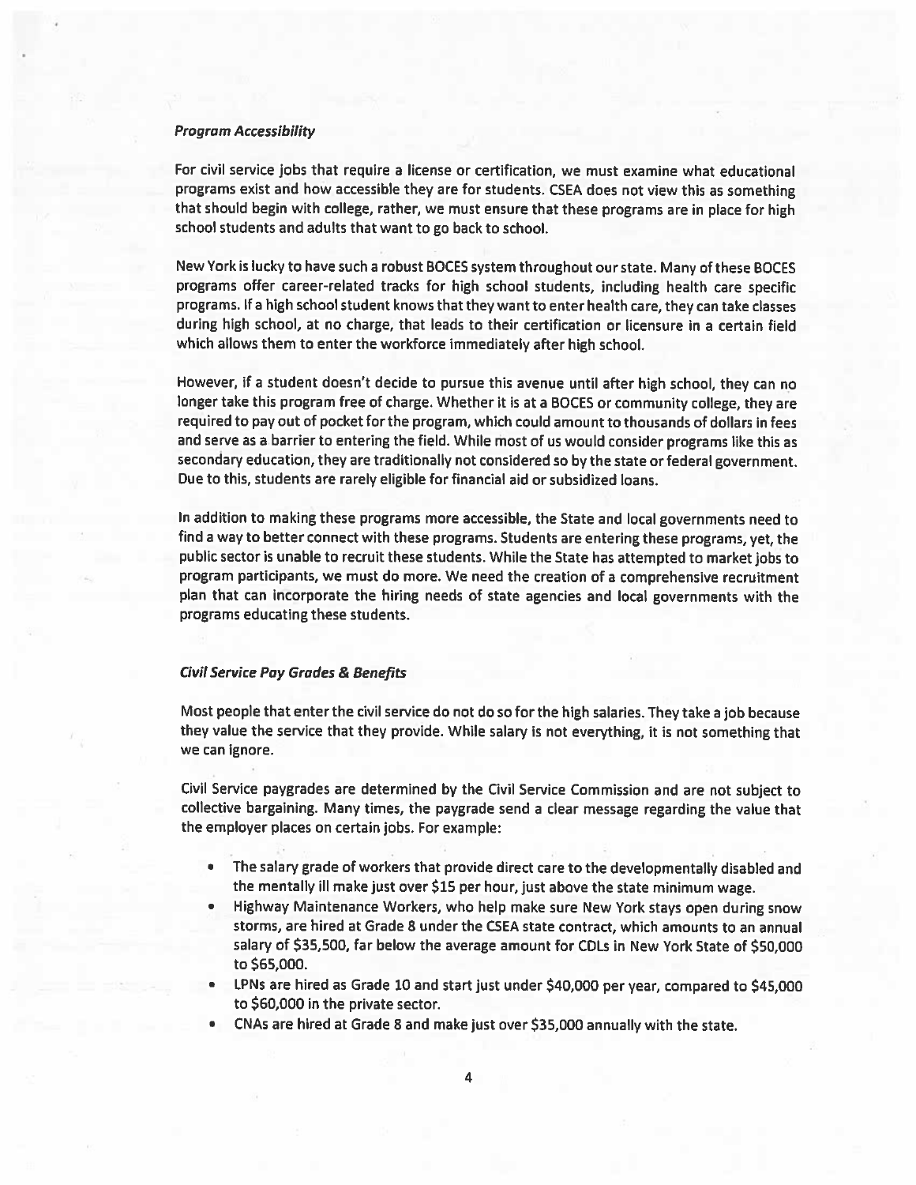### *Program Accessibility*

For civil service jobs that require a license or certification, we must examine what educational programs exist and how accessible they are for students. CSEA does not view this as something that should begin with college, rather, we must ensure that these programs are in place for high school students and adults that want to go back to school.

New York is lucky to have such a robust BOCES system throughout our state. Many of these BOCES programs offer career-related tracks for high school students, including health care specific programs. If a high school student knows that they want to enter health care, they can take classes during high school, at no charge, that leads to their certification or licensure in a certain field which allows them to enter the workforce immediately after high school.

However, if a student doesn't decide to pursue this avenue until after high school, they can no longer take this program free of charge. Whether it is at a BOCES or community college, they are required to pay out of pocket for the program, which could amount to thousands of dollars in fees and serve as a barrier to entering the field. While most of us would consider programs like this as secondary education, they are traditionally not considered so by the state or federal government. Due to this, students are rarely eligible for financial aid or subsidized loans.

In addition to making these programs more accessible, the State and local governments need to find a way to better connect with these programs. Students are entering these programs, yet, the public sector is unable to recruit these students. While the State has attempted to market jobs to program participants, we must do more. We need the creation of a comprehensive recruitment plan that can incorporate the hiring needs of state agencies and local governments with the programs educating these students.

### *Civil Service Pay Grades & Benefits*

Most people that enter the civil service do not do so for the high salaries. They take a job because they value the service that they provide. While salary is not everything, it is not something that we can ignore.

Civil Service paygrades are determined by the Civil Service Commission and are not subject to collective bargaining. Many times, the paygrade send a clear message regarding the value that the employer places on certain jobs. For example:

- The salary grade of workers that provide direct care to the developmentally disabled and the mentally ill make just over $15 per hour, just above the state minimum wage.
- Highway Maintenance Workers, who help make sure New York stays open during snow storms, are hired at Grade 8 under the CSEA state contract, which amounts to an annual salary of $35,500, far below the average amount for CDLs in New York State of $50,000 to $65,000.
- LPNs are hired as Grade 10 and start just under $40,000 per year, compared to $45,000 to $60,000 in the private sector.
- CNAs are hired at Grade 8 and make just over $35,000 annually with the state.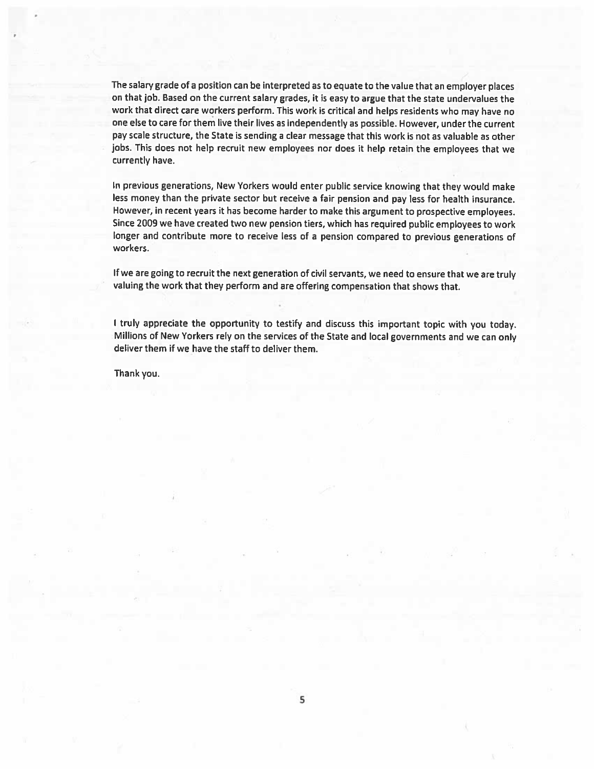The salary grade of a position can be interpreted as to equate to the value that an employer places on that job. Based on the current salary grades, it is easy to argue that the state undervalues the work that direct care workers perform. This work is critical and helps residents who may have no one else to care for them live their lives as independently as possible. However, under the current pay scale structure, the State is sending a clear message that this work is not as valuable as other jobs. This does not help recruit new employees nor does it help retain the employees that we currently have.

In previous generations, New Yorkers would enter public service knowing that they would make less money than the private sector but receive a fair pension and pay less for health insurance. However, in recent years it has become harder to make this argument to prospective employees. Since 2009 we have created two new pension tiers, which has required public employees to work longer and contribute more to receive less of a pension compared to previous generations of workers.

If we are going to recruit the next generation of civil servants, we need to ensure that we are truly valuing the work that they perform and are offering compensation that shows that.

I truly appreciate the opportunity to testify and discuss this important topic with you today. Millions of New Yorkers rely on the services of the State and local governments and we can only deliver them if we have the staff to deliver them.

Thank you.